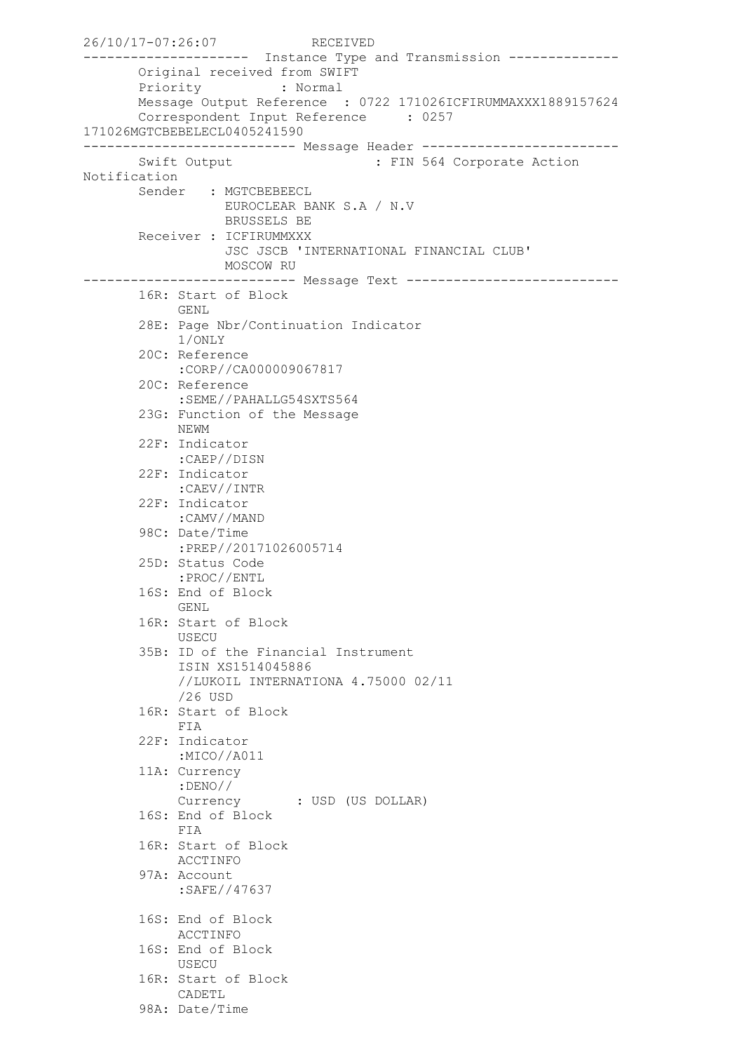```
26/10/17-07:26:07              RECEIVED
---------------------  Instance Type and Transmission --------------
       Original received from SWIFT
       Priority          : Normal
       Message Output Reference  : 0722 171026ICFIRUMMAXXX1889157624
       Correspondent Input Reference     : 0257
171026MGTCBEBELECL0405241590
--------------------------- Message Header -------------------------
       Swift Output                   : FIN 564 Corporate Action
Notification
       Sender   : MGTCBEBEECL
                  EUROCLEAR BANK S.A / N.V
                  BRUSSELS BE
       Receiver : ICFIRUMMXXX
                  JSC JSCB 'INTERNATIONAL FINANCIAL CLUB'
                  MOSCOW RU
--------------------------- Message Text ---------------------------
       16R: Start of Block
            GENL
       28E: Page Nbr/Continuation Indicator
            1/ONLY
       20C: Reference
            :CORP//CA000009067817
       20C: Reference
            :SEME//PAHALLG54SXTS564
       23G: Function of the Message
            NEWM
       22F: Indicator
            :CAEP//DISN
       22F: Indicator
            :CAEV//INTR
       22F: Indicator
            :CAMV//MAND
       98C: Date/Time
            :PREP//20171026005714
       25D: Status Code
            :PROC//ENTL
       16S: End of Block
            GENL
       16R: Start of Block
            USECU
       35B: ID of the Financial Instrument
            ISIN XS1514045886
            //LUKOIL INTERNATIONA 4.75000 02/11
            /26 USD
       16R: Start of Block
            FIA
       22F: Indicator
            :MICO//A011
       11A: Currency
            :DENO//
            Currency       : USD (US DOLLAR)
       16S: End of Block
            FIA
       16R: Start of Block
            ACCTINFO
       97A: Account
            :SAFE//47637

       16S: End of Block
            ACCTINFO
       16S: End of Block
            USECU
       16R: Start of Block
            CADETL
       98A: Date/Time
```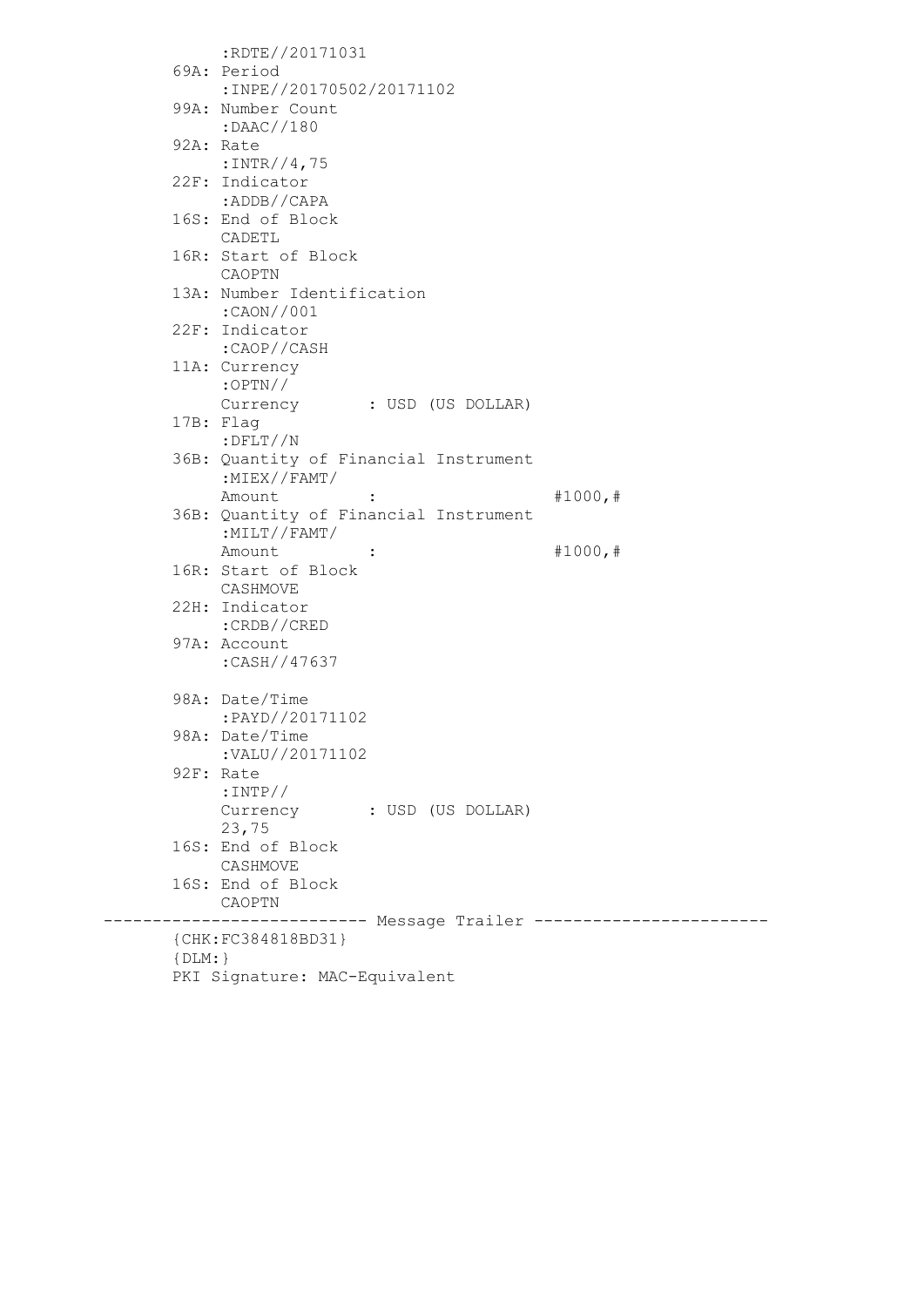```
        :RDTE//20171031
   69A: Period
        :INPE//20170502/20171102
   99A: Number Count
        :DAAC//180
   92A: Rate
        :INTR//4,75
   22F: Indicator
        :ADDB//CAPA
   16S: End of Block
        CADETL
   16R: Start of Block
        CAOPTN
   13A: Number Identification
        :CAON//001
   22F: Indicator
        :CAOP//CASH
   11A: Currency
        :OPTN//
        Currency       : USD (US DOLLAR)
   17B: Flag
        :DFLT//N
   36B: Quantity of Financial Instrument
        :MIEX//FAMT/
        Amount         :                  #1000,#
   36B: Quantity of Financial Instrument
        :MILT//FAMT/
        Amount         :                  #1000,#
   16R: Start of Block
        CASHMOVE
   22H: Indicator
        :CRDB//CRED
   97A: Account
        :CASH//47637

   98A: Date/Time
        :PAYD//20171102
   98A: Date/Time
        :VALU//20171102
   92F: Rate
        :INTP//
        Currency       : USD (US DOLLAR)
        23,75
   16S: End of Block
        CASHMOVE
   16S: End of Block
        CAOPTN
--------------------------- Message Trailer ------------------------
   {CHK:FC384818BD31}
   {DLM:}
   PKI Signature: MAC-Equivalent
```